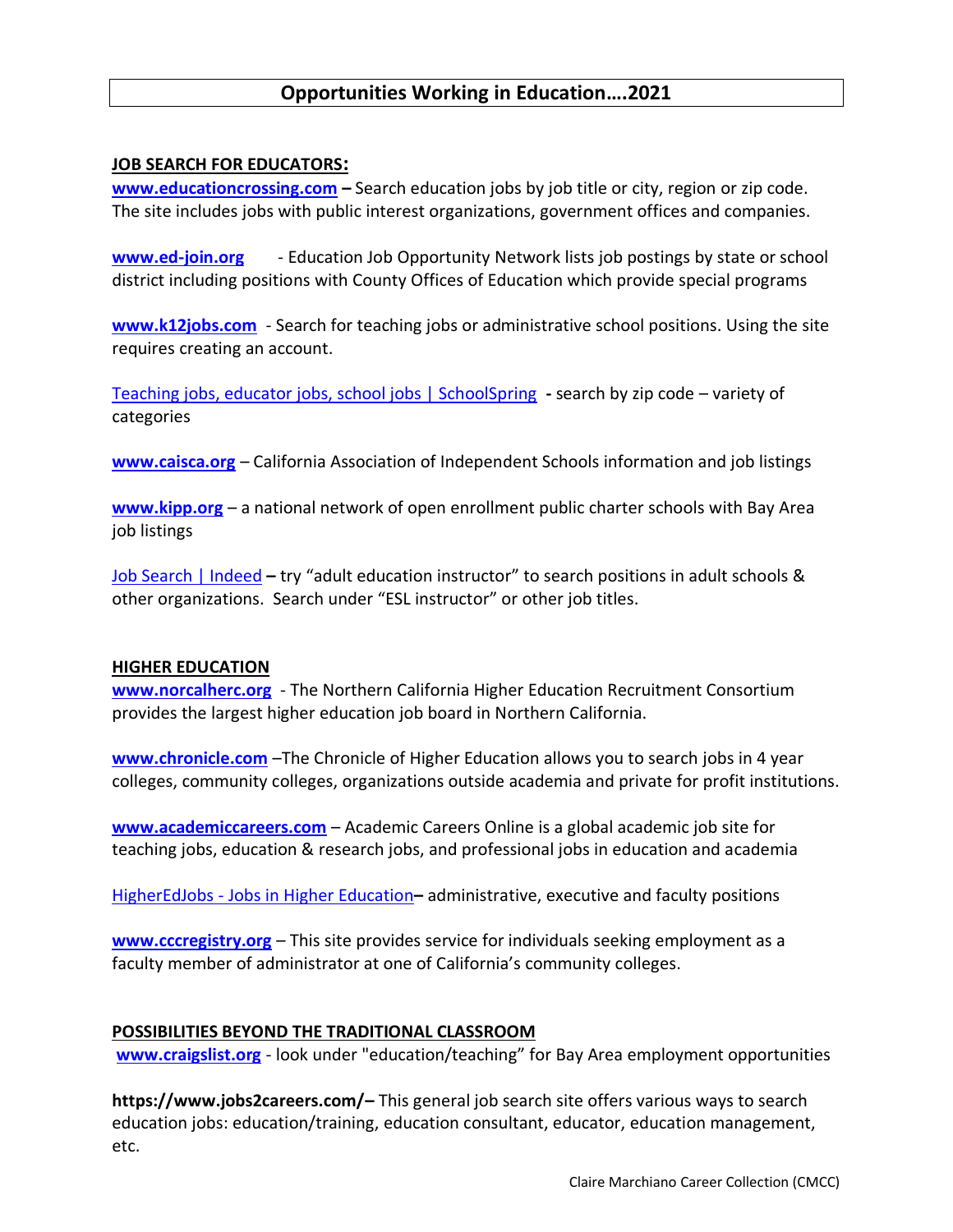# Opportunities Working in Education….2021

## JOB SEARCH FOR EDUCATORS:

**www.educationcrossing.com –** Search education jobs by job title or city, region or zip code. The site includes jobs with public interest organizations, government offices and companies.

**www.ed-join.org** - Education Job Opportunity Network lists job postings by state or school district including positions with County Offices of Education which provide special programs

**www.k12jobs.com** - Search for teaching jobs or administrative school positions. Using the site requires creating an account.

Teaching jobs, educator jobs, school jobs | SchoolSpring **-** search by zip code – variety of categories

**www.caisca.org** – California Association of Independent Schools information and job listings

**www.kipp.org** – a national network of open enrollment public charter schools with Bay Area job listings

Job Search | Indeed **–** try "adult education instructor" to search positions in adult schools & other organizations. Search under "ESL instructor" or other job titles.

## HIGHER EDUCATION

**www.norcalherc.org** - The Northern California Higher Education Recruitment Consortium provides the largest higher education job board in Northern California.

**www.chronicle.com** –The Chronicle of Higher Education allows you to search jobs in 4 year colleges, community colleges, organizations outside academia and private for profit institutions.

**www.academiccareers.com** – Academic Careers Online is a global academic job site for teaching jobs, education & research jobs, and professional jobs in education and academia

HigherEdJobs - Jobs in Higher Education**–** administrative, executive and faculty positions

**www.cccregistry.org** – This site provides service for individuals seeking employment as a faculty member of administrator at one of California's community colleges.

## POSSIBILITIES BEYOND THE TRADITIONAL CLASSROOM

**www.craigslist.org** - look under "education/teaching" for Bay Area employment opportunities

**https://www.jobs2careers.com/–** This general job search site offers various ways to search education jobs: education/training, education consultant, educator, education management, etc.

Claire Marchiano Career Collection (CMCC)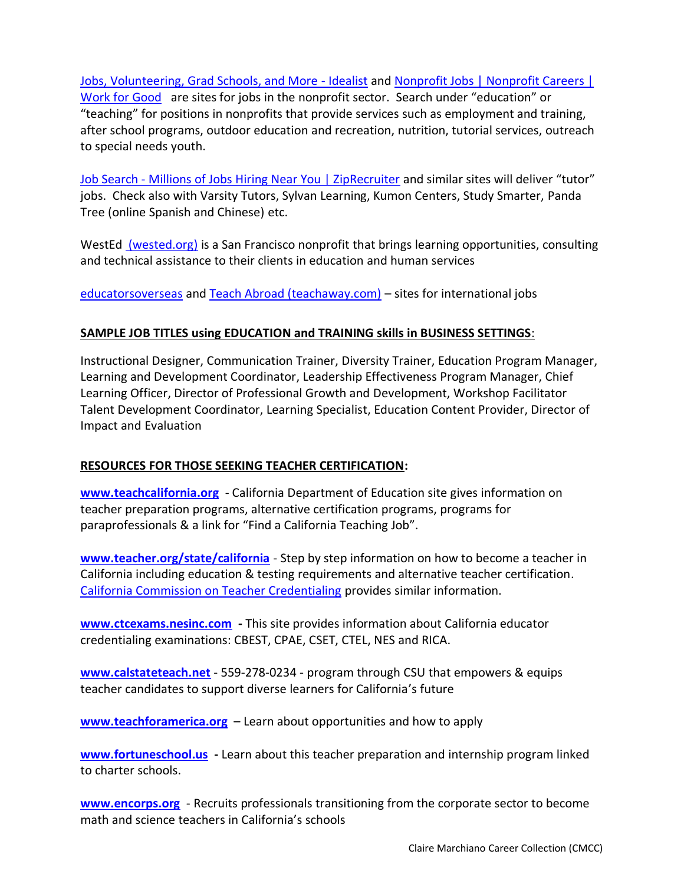Jobs, Volunteering, Grad Schools, and More - Idealist and Nonprofit Jobs | Nonprofit Careers | Work for Good are sites for jobs in the nonprofit sector. Search under "education" or "teaching" for positions in nonprofits that provide services such as employment and training, after school programs, outdoor education and recreation, nutrition, tutorial services, outreach to special needs youth.

Job Search - Millions of Jobs Hiring Near You | ZipRecruiter and similar sites will deliver "tutor" jobs. Check also with Varsity Tutors, Sylvan Learning, Kumon Centers, Study Smarter, Panda Tree (online Spanish and Chinese) etc.

WestEd (wested.org) is a San Francisco nonprofit that brings learning opportunities, consulting and technical assistance to their clients in education and human services

educatorsoverseas and Teach Abroad (teachaway.com) – sites for international jobs

**SAMPLE JOB TITLES using EDUCATION and TRAINING skills in BUSINESS SETTINGS**:

Instructional Designer, Communication Trainer, Diversity Trainer, Education Program Manager, Learning and Development Coordinator, Leadership Effectiveness Program Manager, Chief Learning Officer, Director of Professional Growth and Development, Workshop Facilitator Talent Development Coordinator, Learning Specialist, Education Content Provider, Director of Impact and Evaluation

**RESOURCES FOR THOSE SEEKING TEACHER CERTIFICATION:**

**www.teachcalifornia.org** - California Department of Education site gives information on teacher preparation programs, alternative certification programs, programs for paraprofessionals & a link for "Find a California Teaching Job".

**www.teacher.org/state/california** - Step by step information on how to become a teacher in California including education & testing requirements and alternative teacher certification. California Commission on Teacher Credentialing provides similar information.

**www.ctcexams.nesinc.com** - This site provides information about California educator credentialing examinations: CBEST, CPAE, CSET, CTEL, NES and RICA.

**www.calstateteach.net** - 559-278-0234 - program through CSU that empowers & equips teacher candidates to support diverse learners for California's future

**www.teachforamerica.org** – Learn about opportunities and how to apply

**www.fortuneschool.us** - Learn about this teacher preparation and internship program linked to charter schools.

**www.encorps.org** - Recruits professionals transitioning from the corporate sector to become math and science teachers in California's schools

Claire Marchiano Career Collection (CMCC)